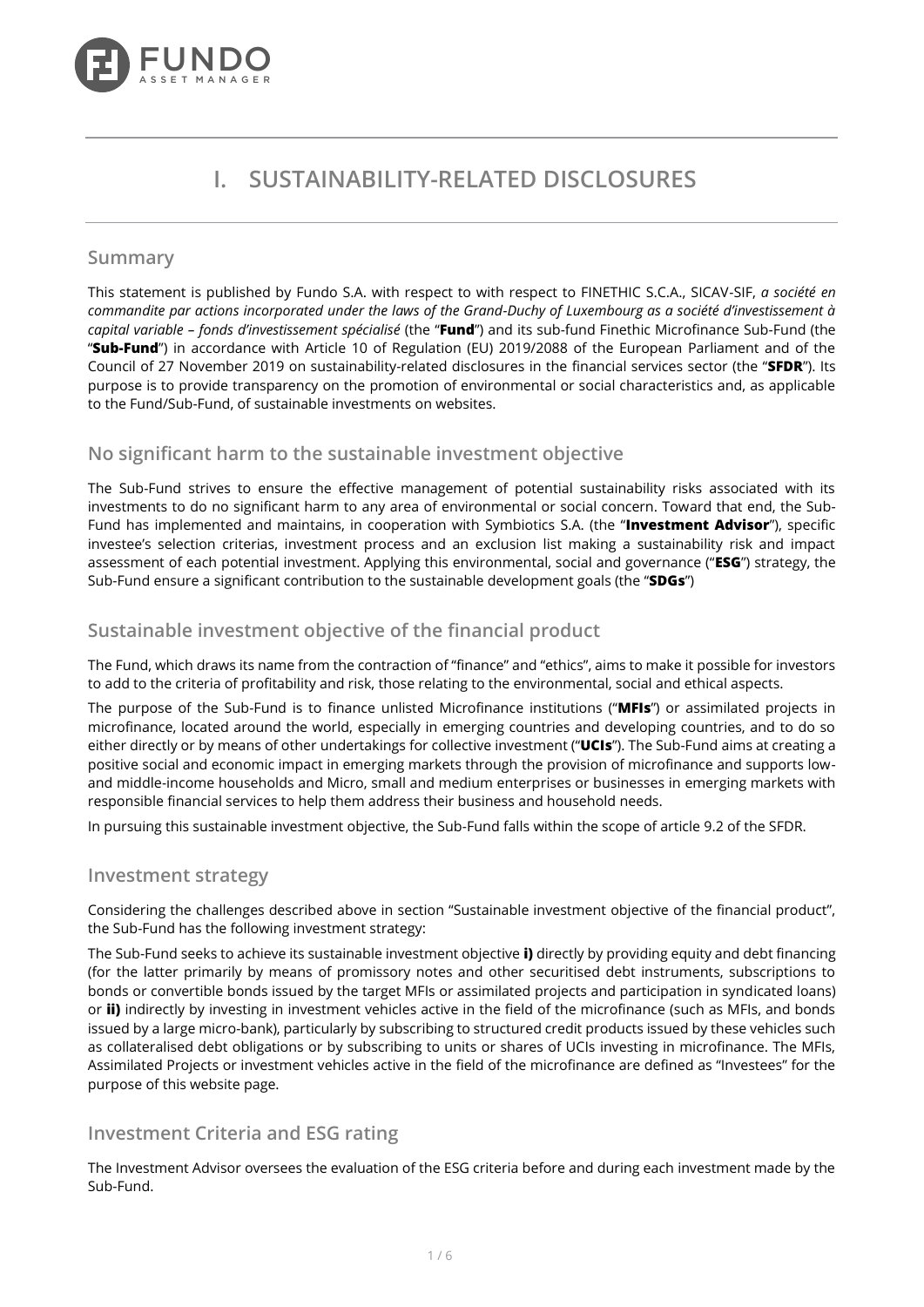# I. SUSTAINABILITY-RELATED DISCLOSURES

## Summary

This statement is published by Fundo S.A. with respect to with respect to FINETHIC S.C.A., SICAV-SIF, *a société en commandite par actions incorporated under the laws of the Grand-Duchy of Luxembourg as a société d'investissement à capital variable – fonds d'investissement spécialisé* (the "**Fund**") and its sub-fund Finethic Microfinance Sub-Fund (the "**Sub-Fund**") in accordance with Article 10 of Regulation (EU) 2019/2088 of the European Parliament and of the Council of 27 November 2019 on sustainability-related disclosures in the financial services sector (the "**SFDR**"). Its purpose is to provide transparency on the promotion of environmental or social characteristics and, as applicable to the Fund/Sub-Fund, of sustainable investments on websites.

## No significant harm to the sustainable investment objective

The Sub-Fund strives to ensure the effective management of potential sustainability risks associated with its investments to do no significant harm to any area of environmental or social concern. Toward that end, the Sub-Fund has implemented and maintains, in cooperation with Symbiotics S.A. (the "**Investment Advisor**"), specific investee's selection criterias, investment process and an exclusion list making a sustainability risk and impact assessment of each potential investment. Applying this environmental, social and governance ("**ESG**") strategy, the Sub-Fund ensure a significant contribution to the sustainable development goals (the "**SDGs**")

## Sustainable investment objective of the financial product

The Fund, which draws its name from the contraction of "finance" and "ethics", aims to make it possible for investors to add to the criteria of profitability and risk, those relating to the environmental, social and ethical aspects.

The purpose of the Sub-Fund is to finance unlisted Microfinance institutions ("**MFIs**") or assimilated projects in microfinance, located around the world, especially in emerging countries and developing countries, and to do so either directly or by means of other undertakings for collective investment ("**UCIs**"). The Sub-Fund aims at creating a positive social and economic impact in emerging markets through the provision of microfinance and supports low- and middle-income households and Micro, small and medium enterprises or businesses in emerging markets with responsible financial services to help them address their business and household needs.

In pursuing this sustainable investment objective, the Sub-Fund falls within the scope of article 9.2 of the SFDR.

## Investment strategy

Considering the challenges described above in section "Sustainable investment objective of the financial product", the Sub-Fund has the following investment strategy:

The Sub-Fund seeks to achieve its sustainable investment objective **i)** directly by providing equity and debt financing (for the latter primarily by means of promissory notes and other securitised debt instruments, subscriptions to bonds or convertible bonds issued by the target MFIs or assimilated projects and participation in syndicated loans) or **ii)** indirectly by investing in investment vehicles active in the field of the microfinance (such as MFIs, and bonds issued by a large micro-bank), particularly by subscribing to structured credit products issued by these vehicles such as collateralised debt obligations or by subscribing to units or shares of UCIs investing in microfinance. The MFIs, Assimilated Projects or investment vehicles active in the field of the microfinance are defined as "Investees" for the purpose of this website page.

## Investment Criteria and ESG rating

The Investment Advisor oversees the evaluation of the ESG criteria before and during each investment made by the Sub-Fund.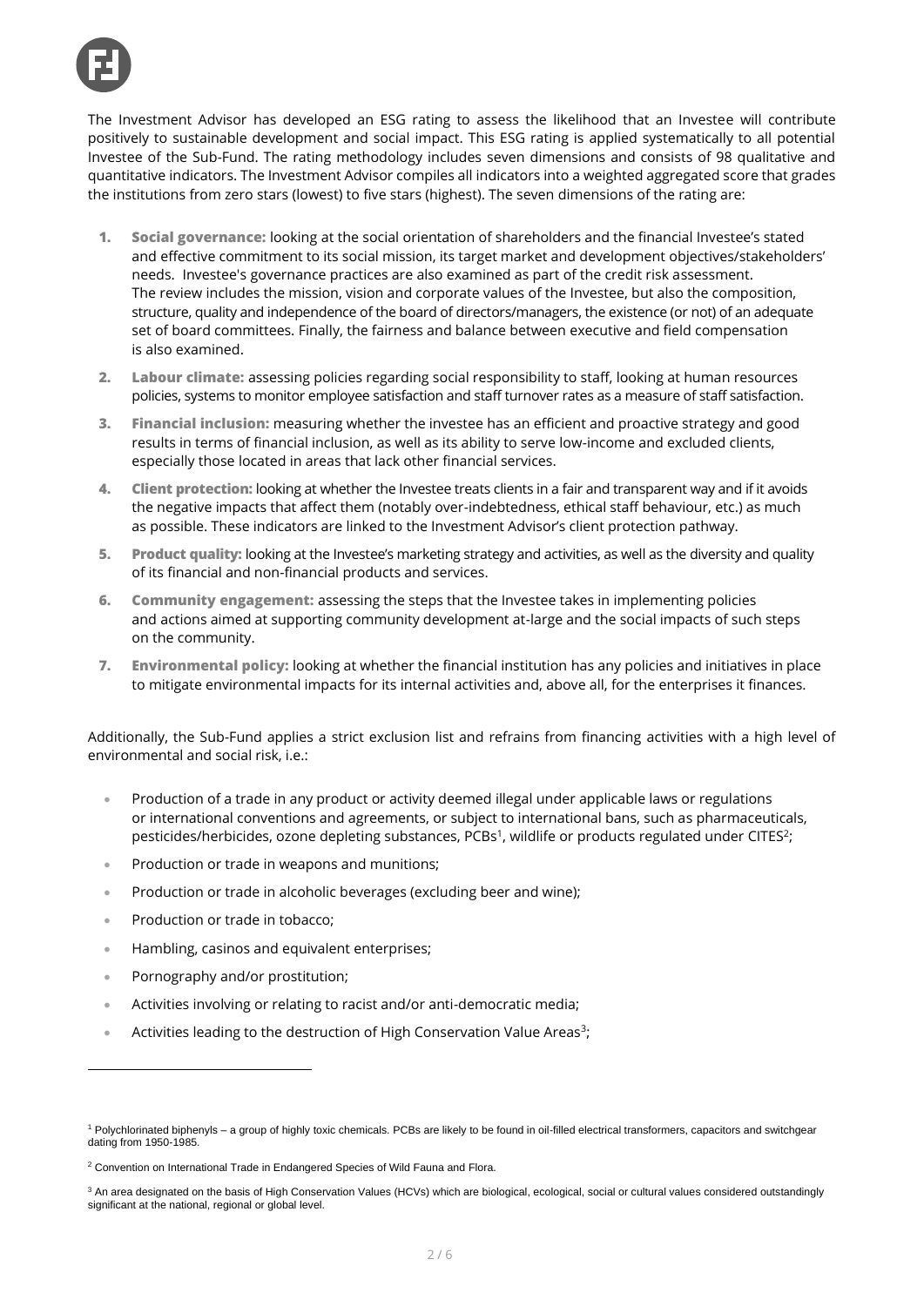The Investment Advisor has developed an ESG rating to assess the likelihood that an Investee will contribute positively to sustainable development and social impact. This ESG rating is applied systematically to all potential Investee of the Sub-Fund. The rating methodology includes seven dimensions and consists of 98 qualitative and quantitative indicators. The Investment Advisor compiles all indicators into a weighted aggregated score that grades the institutions from zero stars (lowest) to five stars (highest). The seven dimensions of the rating are:

1. **Social governance:** looking at the social orientation of shareholders and the financial Investee's stated and effective commitment to its social mission, its target market and development objectives/stakeholders' needs. Investee's governance practices are also examined as part of the credit risk assessment. The review includes the mission, vision and corporate values of the Investee, but also the composition, structure, quality and independence of the board of directors/managers, the existence (or not) of an adequate set of board committees. Finally, the fairness and balance between executive and field compensation is also examined.
2. **Labour climate:** assessing policies regarding social responsibility to staff, looking at human resources policies, systems to monitor employee satisfaction and staff turnover rates as a measure of staff satisfaction.
3. **Financial inclusion:** measuring whether the investee has an efficient and proactive strategy and good results in terms of financial inclusion, as well as its ability to serve low-income and excluded clients, especially those located in areas that lack other financial services.
4. **Client protection:** looking at whether the Investee treats clients in a fair and transparent way and if it avoids the negative impacts that affect them (notably over-indebtedness, ethical staff behaviour, etc.) as much as possible. These indicators are linked to the Investment Advisor's client protection pathway.
5. **Product quality:** looking at the Investee's marketing strategy and activities, as well as the diversity and quality of its financial and non-financial products and services.
6. **Community engagement:** assessing the steps that the Investee takes in implementing policies and actions aimed at supporting community development at-large and the social impacts of such steps on the community.
7. **Environmental policy:** looking at whether the financial institution has any policies and initiatives in place to mitigate environmental impacts for its internal activities and, above all, for the enterprises it finances.

Additionally, the Sub-Fund applies a strict exclusion list and refrains from financing activities with a high level of environmental and social risk, i.e.:

- Production of a trade in any product or activity deemed illegal under applicable laws or regulations or international conventions and agreements, or subject to international bans, such as pharmaceuticals, pesticides/herbicides, ozone depleting substances, PCBs[1], wildlife or products regulated under CITES[2];
- Production or trade in weapons and munitions;
- Production or trade in alcoholic beverages (excluding beer and wine);
- Production or trade in tobacco;
- Hambling, casinos and equivalent enterprises;
- Pornography and/or prostitution;
- Activities involving or relating to racist and/or anti-democratic media;
- Activities leading to the destruction of High Conservation Value Areas[3];

---

[1] Polychlorinated biphenyls – a group of highly toxic chemicals. PCBs are likely to be found in oil-filled electrical transformers, capacitors and switchgear dating from 1950-1985.

[2] Convention on International Trade in Endangered Species of Wild Fauna and Flora.

[3] An area designated on the basis of High Conservation Values (HCVs) which are biological, ecological, social or cultural values considered outstandingly significant at the national, regional or global level.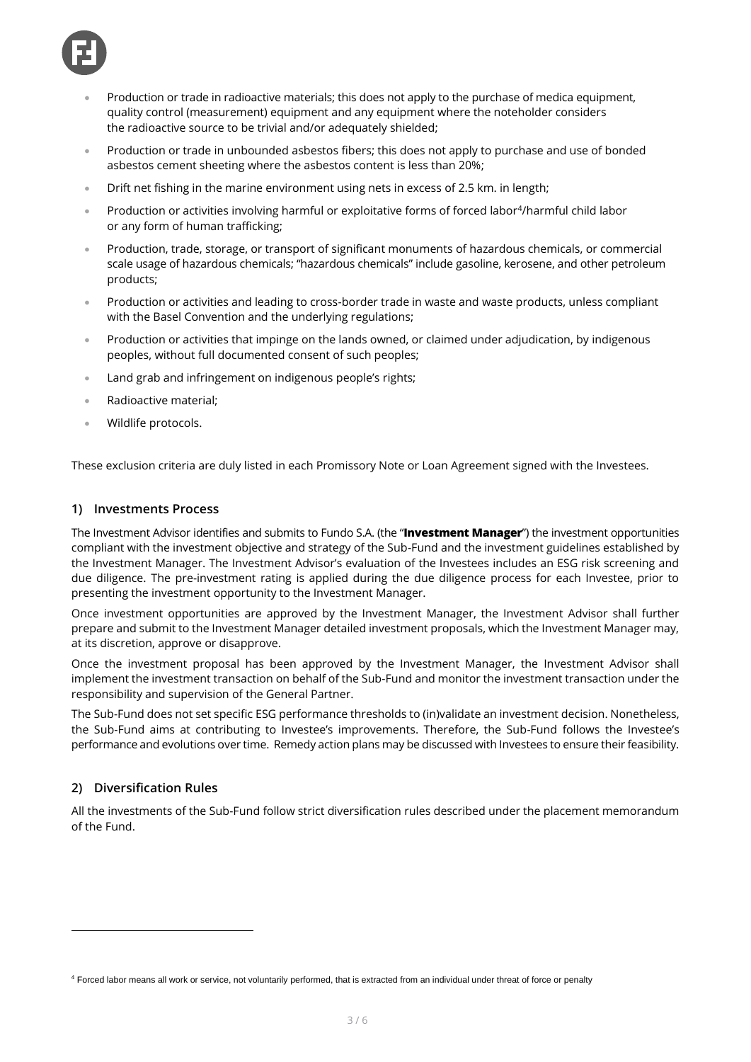- Production or trade in radioactive materials; this does not apply to the purchase of medica equipment, quality control (measurement) equipment and any equipment where the noteholder considers the radioactive source to be trivial and/or adequately shielded;
- Production or trade in unbounded asbestos fibers; this does not apply to purchase and use of bonded asbestos cement sheeting where the asbestos content is less than 20%;
- Drift net fishing in the marine environment using nets in excess of 2.5 km. in length;
- Production or activities involving harmful or exploitative forms of forced labor[4]/harmful child labor or any form of human trafficking;
- Production, trade, storage, or transport of significant monuments of hazardous chemicals, or commercial scale usage of hazardous chemicals; "hazardous chemicals" include gasoline, kerosene, and other petroleum products;
- Production or activities and leading to cross-border trade in waste and waste products, unless compliant with the Basel Convention and the underlying regulations;
- Production or activities that impinge on the lands owned, or claimed under adjudication, by indigenous peoples, without full documented consent of such peoples;
- Land grab and infringement on indigenous people's rights;
- Radioactive material;
- Wildlife protocols.

These exclusion criteria are duly listed in each Promissory Note or Loan Agreement signed with the Investees.

## 1) Investments Process

The Investment Advisor identifies and submits to Fundo S.A. (the "**Investment Manager**") the investment opportunities compliant with the investment objective and strategy of the Sub-Fund and the investment guidelines established by the Investment Manager. The Investment Advisor's evaluation of the Investees includes an ESG risk screening and due diligence. The pre-investment rating is applied during the due diligence process for each Investee, prior to presenting the investment opportunity to the Investment Manager.

Once investment opportunities are approved by the Investment Manager, the Investment Advisor shall further prepare and submit to the Investment Manager detailed investment proposals, which the Investment Manager may, at its discretion, approve or disapprove.

Once the investment proposal has been approved by the Investment Manager, the Investment Advisor shall implement the investment transaction on behalf of the Sub-Fund and monitor the investment transaction under the responsibility and supervision of the General Partner.

The Sub-Fund does not set specific ESG performance thresholds to (in)validate an investment decision. Nonetheless, the Sub-Fund aims at contributing to Investee's improvements. Therefore, the Sub-Fund follows the Investee's performance and evolutions over time. Remedy action plans may be discussed with Investees to ensure their feasibility.

## 2) Diversification Rules

All the investments of the Sub-Fund follow strict diversification rules described under the placement memorandum of the Fund.

[4] Forced labor means all work or service, not voluntarily performed, that is extracted from an individual under threat of force or penalty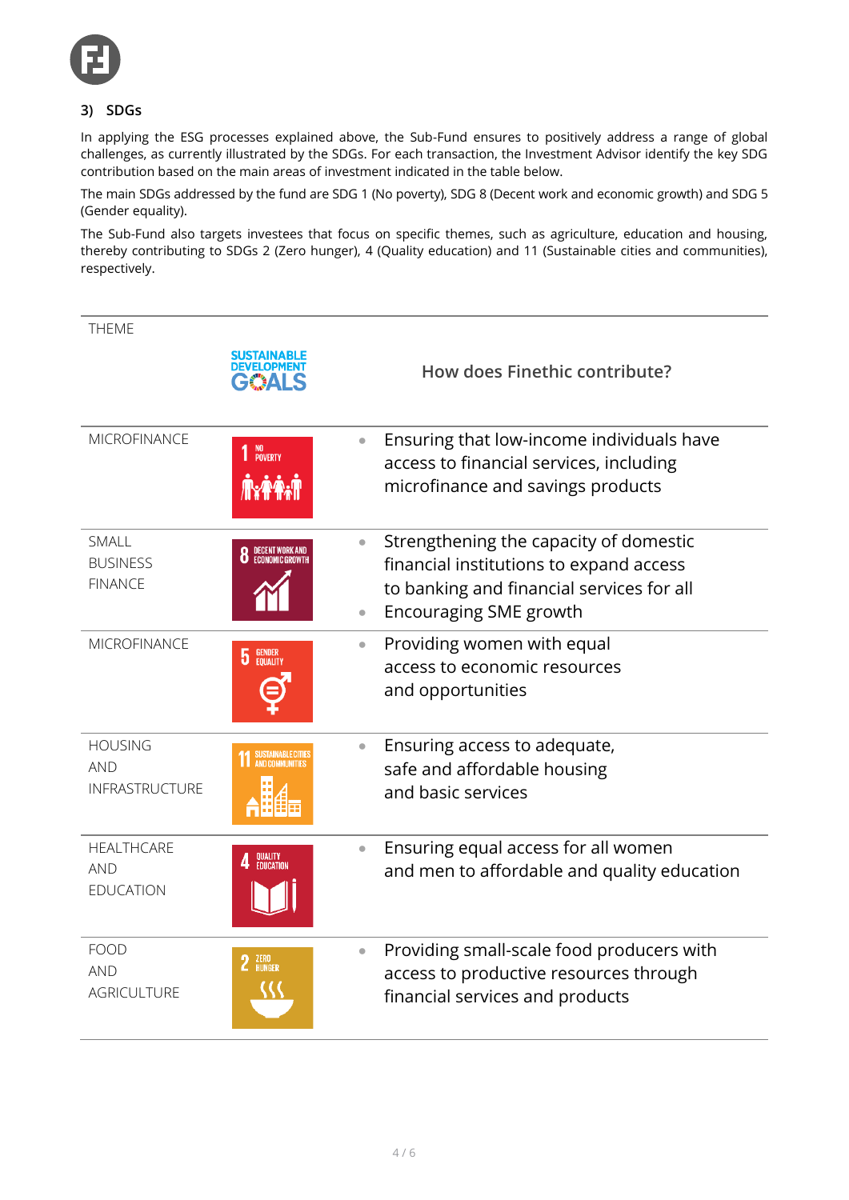### 3) SDGs

In applying the ESG processes explained above, the Sub-Fund ensures to positively address a range of global challenges, as currently illustrated by the SDGs. For each transaction, the Investment Advisor identify the key SDG contribution based on the main areas of investment indicated in the table below.

The main SDGs addressed by the fund are SDG 1 (No poverty), SDG 8 (Decent work and economic growth) and SDG 5 (Gender equality).

The Sub-Fund also targets investees that focus on specific themes, such as agriculture, education and housing, thereby contributing to SDGs 2 (Zero hunger), 4 (Quality education) and 11 (Sustainable cities and communities), respectively.

| THEME | SUSTAINABLE DEVELOPMENT GOALS | How does Finethic contribute? |
| --- | --- | --- |
| MICROFINANCE | 1 NO POVERTY | • Ensuring that low-income individuals have access to financial services, including microfinance and savings products |
| SMALL BUSINESS FINANCE | 8 DECENT WORK AND ECONOMIC GROWTH | • Strengthening the capacity of domestic financial institutions to expand access to banking and financial services for all<br>• Encouraging SME growth |
| MICROFINANCE | 5 GENDER EQUALITY | • Providing women with equal access to economic resources and opportunities |
| HOUSING AND INFRASTRUCTURE | 11 SUSTAINABLE CITIES AND COMMUNITIES | • Ensuring access to adequate, safe and affordable housing and basic services |
| HEALTHCARE AND EDUCATION | 4 QUALITY EDUCATION | • Ensuring equal access for all women and men to affordable and quality education |
| FOOD AND AGRICULTURE | 2 ZERO HUNGER | • Providing small-scale food producers with access to productive resources through financial services and products |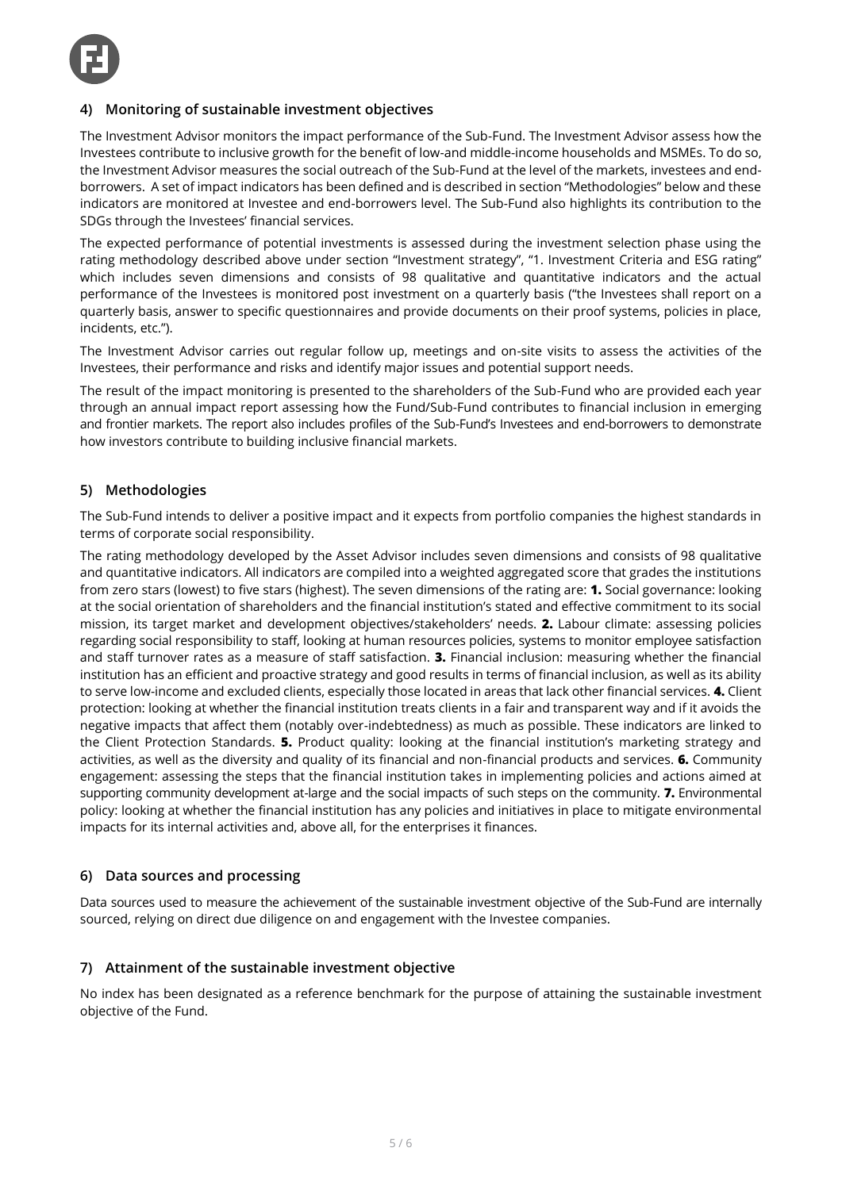## 4) Monitoring of sustainable investment objectives

The Investment Advisor monitors the impact performance of the Sub-Fund. The Investment Advisor assess how the Investees contribute to inclusive growth for the benefit of low-and middle-income households and MSMEs. To do so, the Investment Advisor measures the social outreach of the Sub-Fund at the level of the markets, investees and end-borrowers. A set of impact indicators has been defined and is described in section "Methodologies" below and these indicators are monitored at Investee and end-borrowers level. The Sub-Fund also highlights its contribution to the SDGs through the Investees' financial services.

The expected performance of potential investments is assessed during the investment selection phase using the rating methodology described above under section "Investment strategy", "1. Investment Criteria and ESG rating" which includes seven dimensions and consists of 98 qualitative and quantitative indicators and the actual performance of the Investees is monitored post investment on a quarterly basis ("the Investees shall report on a quarterly basis, answer to specific questionnaires and provide documents on their proof systems, policies in place, incidents, etc.").

The Investment Advisor carries out regular follow up, meetings and on-site visits to assess the activities of the Investees, their performance and risks and identify major issues and potential support needs.

The result of the impact monitoring is presented to the shareholders of the Sub-Fund who are provided each year through an annual impact report assessing how the Fund/Sub-Fund contributes to financial inclusion in emerging and frontier markets. The report also includes profiles of the Sub-Fund's Investees and end-borrowers to demonstrate how investors contribute to building inclusive financial markets.

## 5) Methodologies

The Sub-Fund intends to deliver a positive impact and it expects from portfolio companies the highest standards in terms of corporate social responsibility.

The rating methodology developed by the Asset Advisor includes seven dimensions and consists of 98 qualitative and quantitative indicators. All indicators are compiled into a weighted aggregated score that grades the institutions from zero stars (lowest) to five stars (highest). The seven dimensions of the rating are: **1.** Social governance: looking at the social orientation of shareholders and the financial institution's stated and effective commitment to its social mission, its target market and development objectives/stakeholders' needs. **2.** Labour climate: assessing policies regarding social responsibility to staff, looking at human resources policies, systems to monitor employee satisfaction and staff turnover rates as a measure of staff satisfaction. **3.** Financial inclusion: measuring whether the financial institution has an efficient and proactive strategy and good results in terms of financial inclusion, as well as its ability to serve low-income and excluded clients, especially those located in areas that lack other financial services. **4.** Client protection: looking at whether the financial institution treats clients in a fair and transparent way and if it avoids the negative impacts that affect them (notably over-indebtedness) as much as possible. These indicators are linked to the Client Protection Standards. **5.** Product quality: looking at the financial institution's marketing strategy and activities, as well as the diversity and quality of its financial and non-financial products and services. **6.** Community engagement: assessing the steps that the financial institution takes in implementing policies and actions aimed at supporting community development at-large and the social impacts of such steps on the community. **7.** Environmental policy: looking at whether the financial institution has any policies and initiatives in place to mitigate environmental impacts for its internal activities and, above all, for the enterprises it finances.

## 6) Data sources and processing

Data sources used to measure the achievement of the sustainable investment objective of the Sub-Fund are internally sourced, relying on direct due diligence on and engagement with the Investee companies.

## 7) Attainment of the sustainable investment objective

No index has been designated as a reference benchmark for the purpose of attaining the sustainable investment objective of the Fund.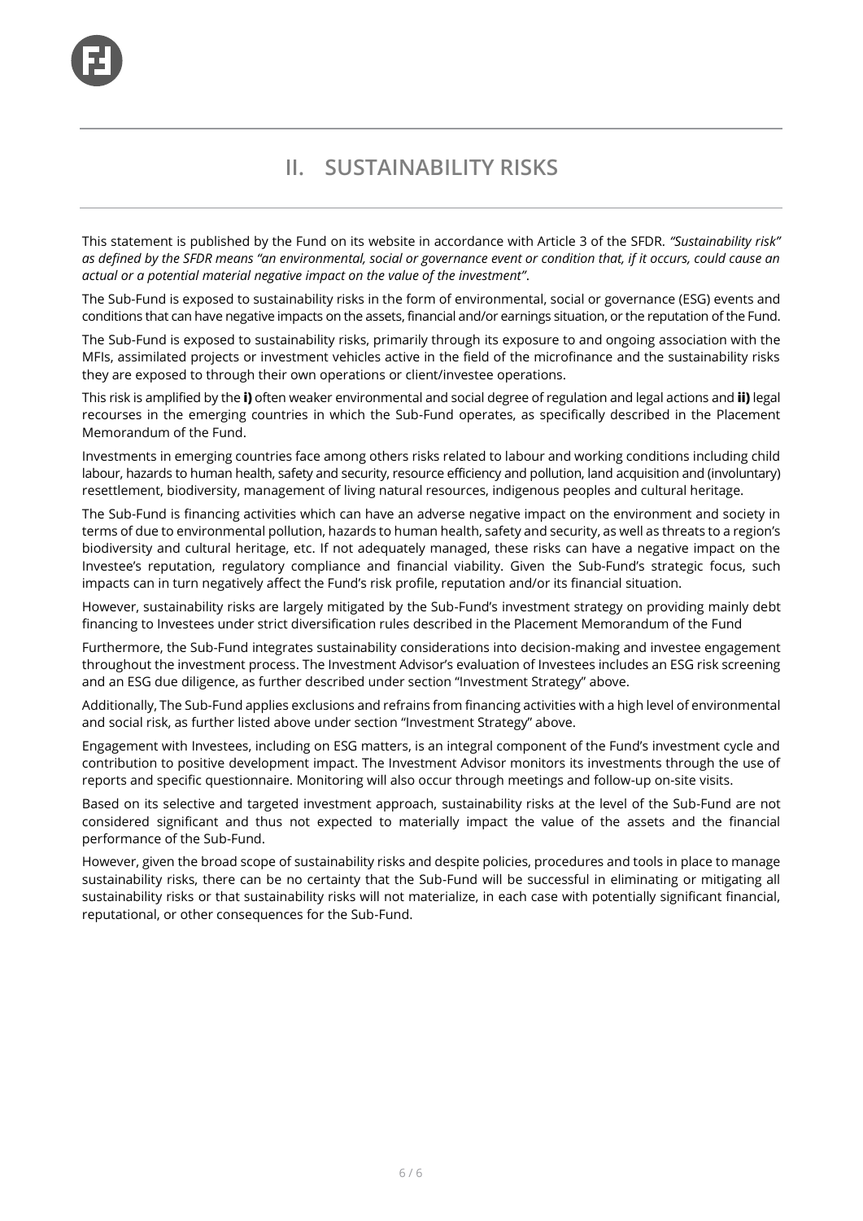## II. SUSTAINABILITY RISKS

This statement is published by the Fund on its website in accordance with Article 3 of the SFDR. *"Sustainability risk" as defined by the SFDR means "an environmental, social or governance event or condition that, if it occurs, could cause an actual or a potential material negative impact on the value of the investment"*.

The Sub-Fund is exposed to sustainability risks in the form of environmental, social or governance (ESG) events and conditions that can have negative impacts on the assets, financial and/or earnings situation, or the reputation of the Fund.

The Sub-Fund is exposed to sustainability risks, primarily through its exposure to and ongoing association with the MFIs, assimilated projects or investment vehicles active in the field of the microfinance and the sustainability risks they are exposed to through their own operations or client/investee operations.

This risk is amplified by the **i)** often weaker environmental and social degree of regulation and legal actions and **ii)** legal recourses in the emerging countries in which the Sub-Fund operates, as specifically described in the Placement Memorandum of the Fund.

Investments in emerging countries face among others risks related to labour and working conditions including child labour, hazards to human health, safety and security, resource efficiency and pollution, land acquisition and (involuntary) resettlement, biodiversity, management of living natural resources, indigenous peoples and cultural heritage.

The Sub-Fund is financing activities which can have an adverse negative impact on the environment and society in terms of due to environmental pollution, hazards to human health, safety and security, as well as threats to a region's biodiversity and cultural heritage, etc. If not adequately managed, these risks can have a negative impact on the Investee's reputation, regulatory compliance and financial viability. Given the Sub-Fund's strategic focus, such impacts can in turn negatively affect the Fund's risk profile, reputation and/or its financial situation.

However, sustainability risks are largely mitigated by the Sub-Fund's investment strategy on providing mainly debt financing to Investees under strict diversification rules described in the Placement Memorandum of the Fund

Furthermore, the Sub-Fund integrates sustainability considerations into decision-making and investee engagement throughout the investment process. The Investment Advisor's evaluation of Investees includes an ESG risk screening and an ESG due diligence, as further described under section "Investment Strategy" above.

Additionally, The Sub-Fund applies exclusions and refrains from financing activities with a high level of environmental and social risk, as further listed above under section "Investment Strategy" above.

Engagement with Investees, including on ESG matters, is an integral component of the Fund's investment cycle and contribution to positive development impact. The Investment Advisor monitors its investments through the use of reports and specific questionnaire. Monitoring will also occur through meetings and follow-up on-site visits.

Based on its selective and targeted investment approach, sustainability risks at the level of the Sub-Fund are not considered significant and thus not expected to materially impact the value of the assets and the financial performance of the Sub-Fund.

However, given the broad scope of sustainability risks and despite policies, procedures and tools in place to manage sustainability risks, there can be no certainty that the Sub-Fund will be successful in eliminating or mitigating all sustainability risks or that sustainability risks will not materialize, in each case with potentially significant financial, reputational, or other consequences for the Sub-Fund.